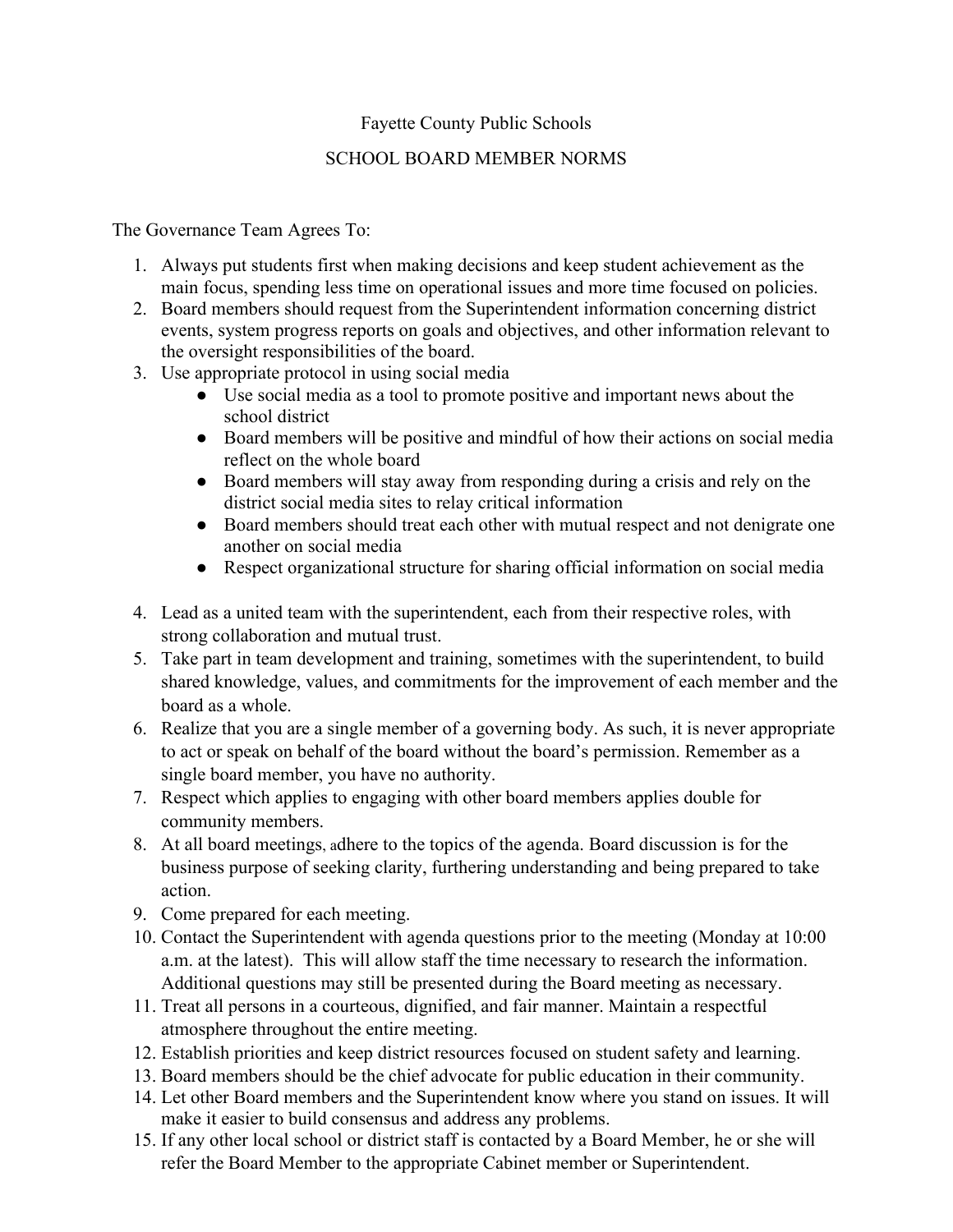Fayette County Public Schools

SCHOOL BOARD MEMBER NORMS

The Governance Team Agrees To:

1. Always put students first when making decisions and keep student achievement as the main focus, spending less time on operational issues and more time focused on policies.
2. Board members should request from the Superintendent information concerning district events, system progress reports on goals and objectives, and other information relevant to the oversight responsibilities of the board.
3. Use appropriate protocol in using social media
   - Use social media as a tool to promote positive and important news about the school district
   - Board members will be positive and mindful of how their actions on social media reflect on the whole board
   - Board members will stay away from responding during a crisis and rely on the district social media sites to relay critical information
   - Board members should treat each other with mutual respect and not denigrate one another on social media
   - Respect organizational structure for sharing official information on social media
4. Lead as a united team with the superintendent, each from their respective roles, with strong collaboration and mutual trust.
5. Take part in team development and training, sometimes with the superintendent, to build shared knowledge, values, and commitments for the improvement of each member and the board as a whole.
6. Realize that you are a single member of a governing body. As such, it is never appropriate to act or speak on behalf of the board without the board's permission. Remember as a single board member, you have no authority.
7. Respect which applies to engaging with other board members applies double for community members.
8. At all board meetings, adhere to the topics of the agenda. Board discussion is for the business purpose of seeking clarity, furthering understanding and being prepared to take action.
9. Come prepared for each meeting.
10. Contact the Superintendent with agenda questions prior to the meeting (Monday at 10:00 a.m. at the latest). This will allow staff the time necessary to research the information. Additional questions may still be presented during the Board meeting as necessary.
11. Treat all persons in a courteous, dignified, and fair manner. Maintain a respectful atmosphere throughout the entire meeting.
12. Establish priorities and keep district resources focused on student safety and learning.
13. Board members should be the chief advocate for public education in their community.
14. Let other Board members and the Superintendent know where you stand on issues. It will make it easier to build consensus and address any problems.
15. If any other local school or district staff is contacted by a Board Member, he or she will refer the Board Member to the appropriate Cabinet member or Superintendent.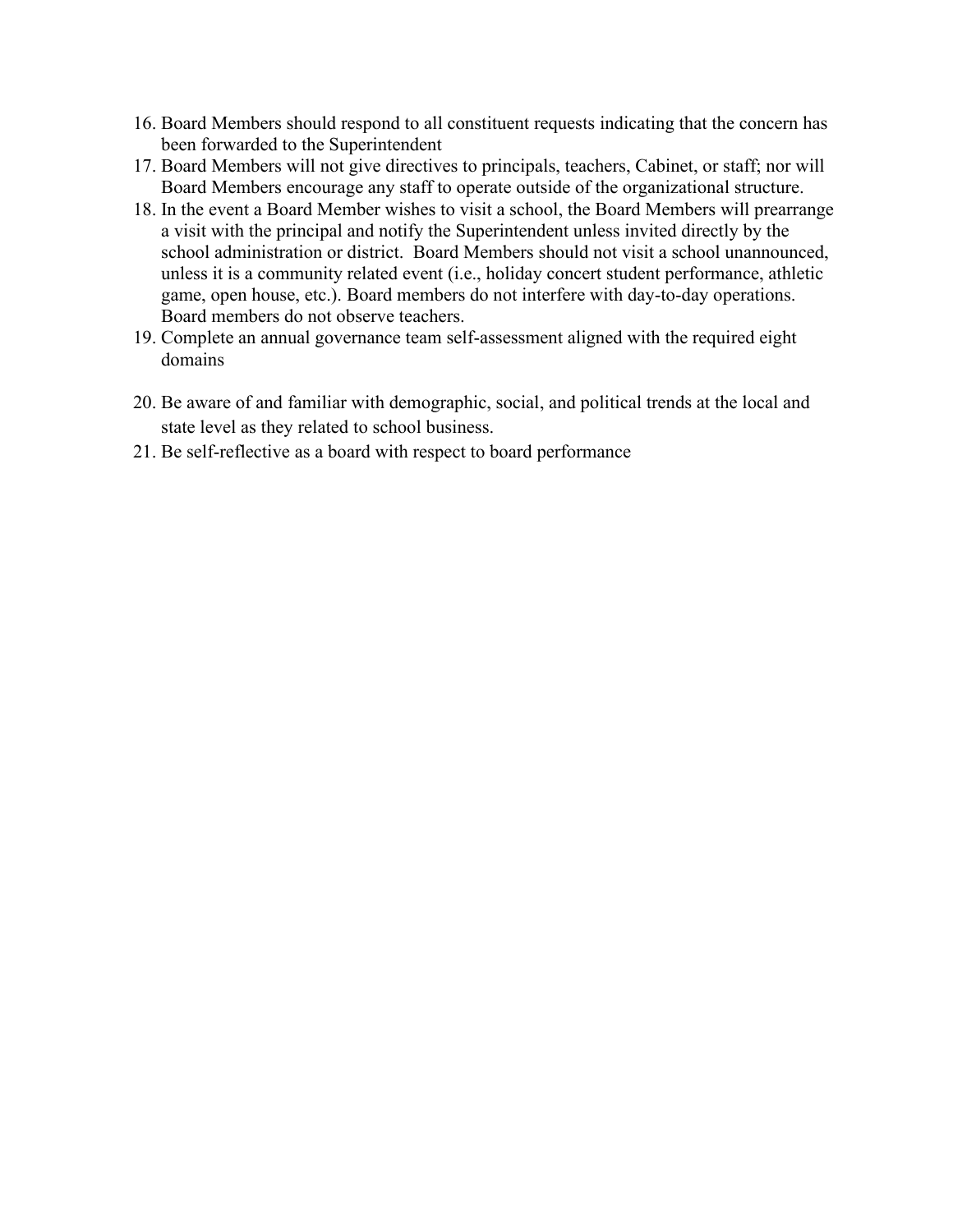16. Board Members should respond to all constituent requests indicating that the concern has been forwarded to the Superintendent
17. Board Members will not give directives to principals, teachers, Cabinet, or staff; nor will Board Members encourage any staff to operate outside of the organizational structure.
18. In the event a Board Member wishes to visit a school, the Board Members will prearrange a visit with the principal and notify the Superintendent unless invited directly by the school administration or district. Board Members should not visit a school unannounced, unless it is a community related event (i.e., holiday concert student performance, athletic game, open house, etc.). Board members do not interfere with day-to-day operations. Board members do not observe teachers.
19. Complete an annual governance team self-assessment aligned with the required eight domains
20. Be aware of and familiar with demographic, social, and political trends at the local and state level as they related to school business.
21. Be self-reflective as a board with respect to board performance